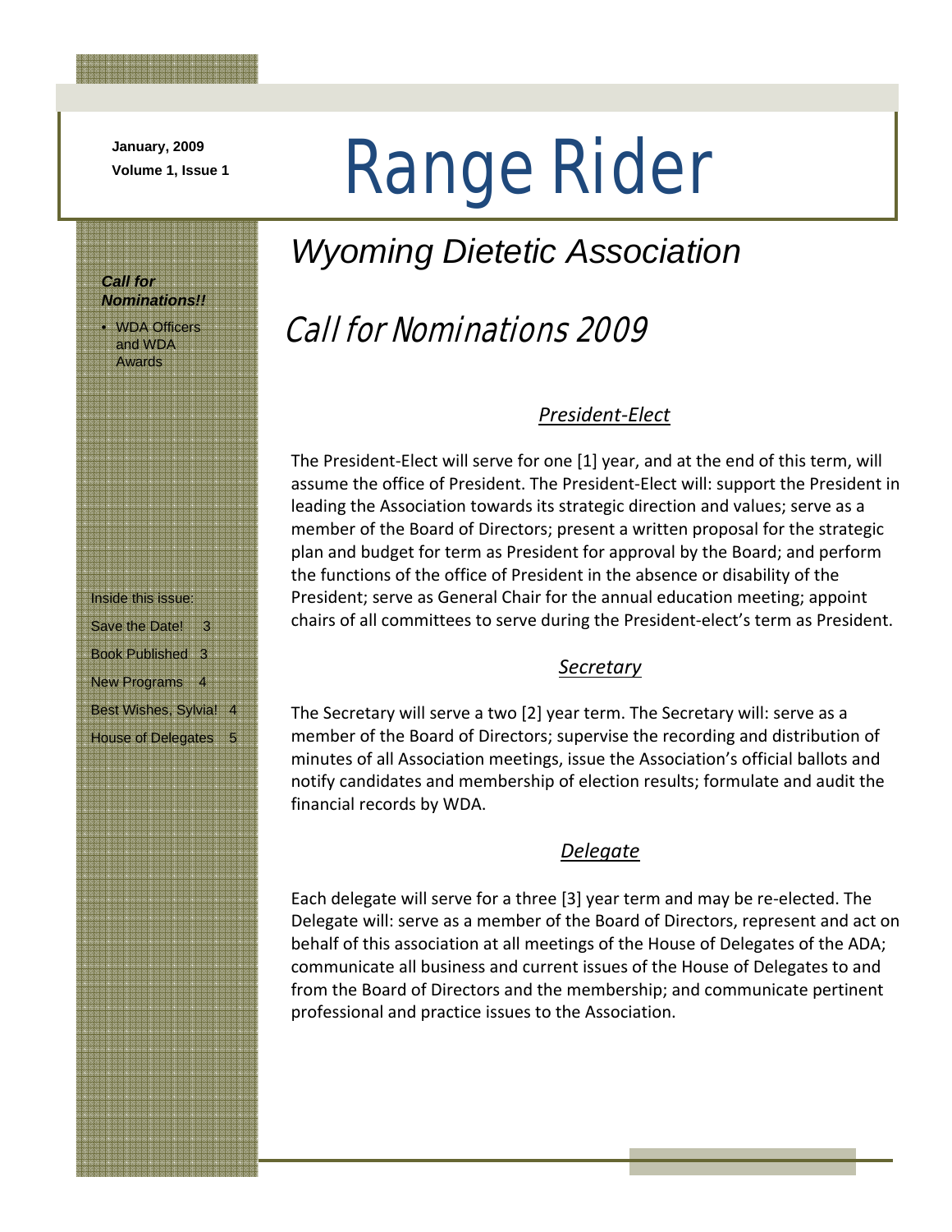January, 2009

Volume 1, Issue 1

# Range Rider

## *Wyoming Dietetic Association*

***Call for Nominations!!***

- WDA Officers and WDA Awards

Inside this issue:

| | |
|---|---|
| Save the Date! | 3 |
| Book Published | 3 |
| New Programs | 4 |
| Best Wishes, Sylvia! | 4 |
| House of Delegates | 5 |

## Call for Nominations 2009

### *President-Elect*

The President-Elect will serve for one [1] year, and at the end of this term, will assume the office of President. The President-Elect will: support the President in leading the Association towards its strategic direction and values; serve as a member of the Board of Directors; present a written proposal for the strategic plan and budget for term as President for approval by the Board; and perform the functions of the office of President in the absence or disability of the President; serve as General Chair for the annual education meeting; appoint chairs of all committees to serve during the President-elect's term as President.

### *Secretary*

The Secretary will serve a two [2] year term. The Secretary will: serve as a member of the Board of Directors; supervise the recording and distribution of minutes of all Association meetings, issue the Association's official ballots and notify candidates and membership of election results; formulate and audit the financial records by WDA.

### *Delegate*

Each delegate will serve for a three [3] year term and may be re-elected. The Delegate will: serve as a member of the Board of Directors, represent and act on behalf of this association at all meetings of the House of Delegates of the ADA; communicate all business and current issues of the House of Delegates to and from the Board of Directors and the membership; and communicate pertinent professional and practice issues to the Association.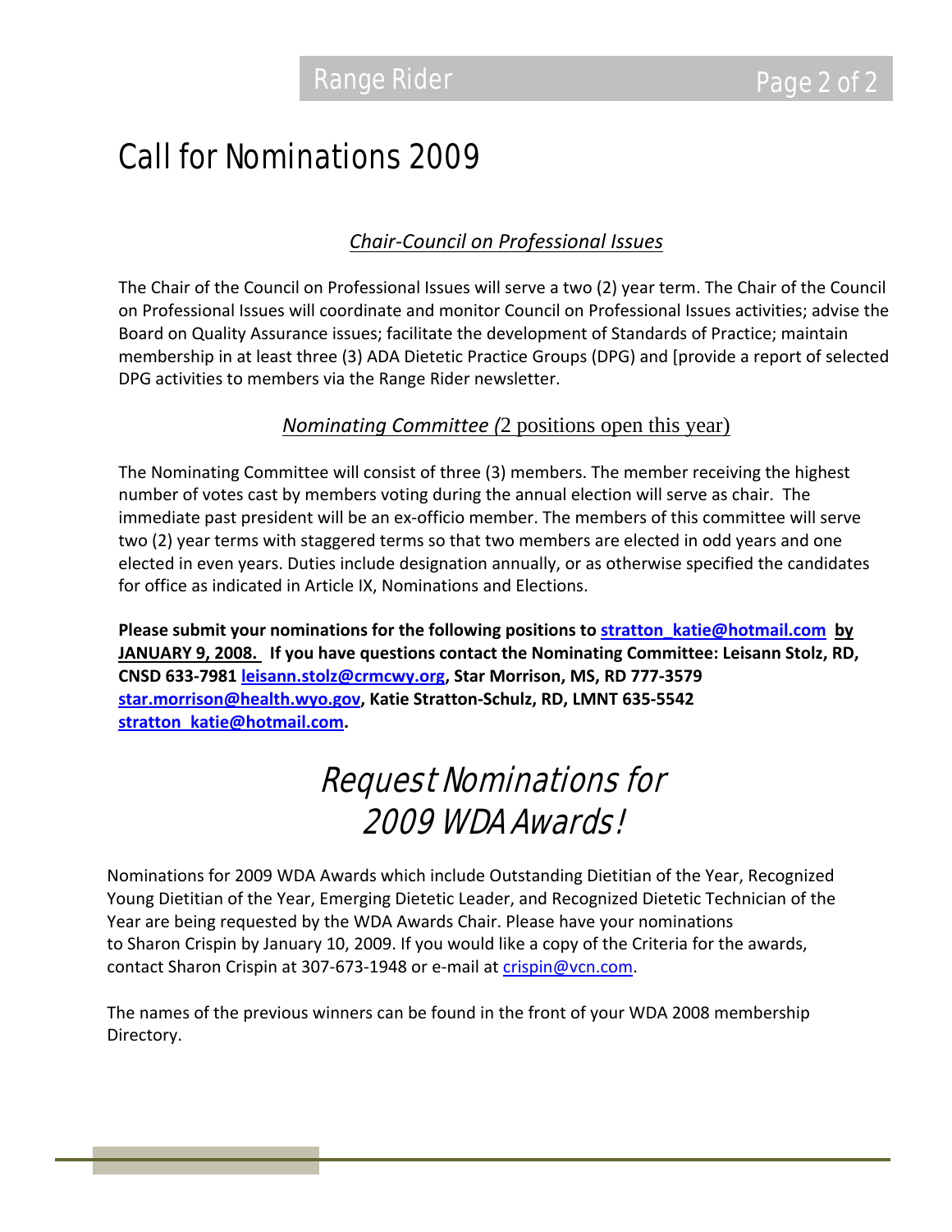# Call for Nominations 2009

### *Chair-Council on Professional Issues*

The Chair of the Council on Professional Issues will serve a two (2) year term. The Chair of the Council on Professional Issues will coordinate and monitor Council on Professional Issues activities; advise the Board on Quality Assurance issues; facilitate the development of Standards of Practice; maintain membership in at least three (3) ADA Dietetic Practice Groups (DPG) and [provide a report of selected DPG activities to members via the Range Rider newsletter.

### *Nominating Committee (*2 positions open this year)

The Nominating Committee will consist of three (3) members. The member receiving the highest number of votes cast by members voting during the annual election will serve as chair. The immediate past president will be an ex-officio member. The members of this committee will serve two (2) year terms with staggered terms so that two members are elected in odd years and one elected in even years. Duties include designation annually, or as otherwise specified the candidates for office as indicated in Article IX, Nominations and Elections.

**Please submit your nominations for the following positions to stratton_katie@hotmail.com by JANUARY 9, 2008. If you have questions contact the Nominating Committee: Leisann Stolz, RD, CNSD 633-7981 leisann.stolz@crmcwy.org, Star Morrison, MS, RD 777-3579 star.morrison@health.wyo.gov, Katie Stratton-Schulz, RD, LMNT 635-5542 stratton_katie@hotmail.com.**

# *Request Nominations for 2009 WDA Awards!*

Nominations for 2009 WDA Awards which include Outstanding Dietitian of the Year, Recognized Young Dietitian of the Year, Emerging Dietetic Leader, and Recognized Dietetic Technician of the Year are being requested by the WDA Awards Chair. Please have your nominations to Sharon Crispin by January 10, 2009. If you would like a copy of the Criteria for the awards, contact Sharon Crispin at 307-673-1948 or e-mail at crispin@vcn.com.

The names of the previous winners can be found in the front of your WDA 2008 membership Directory.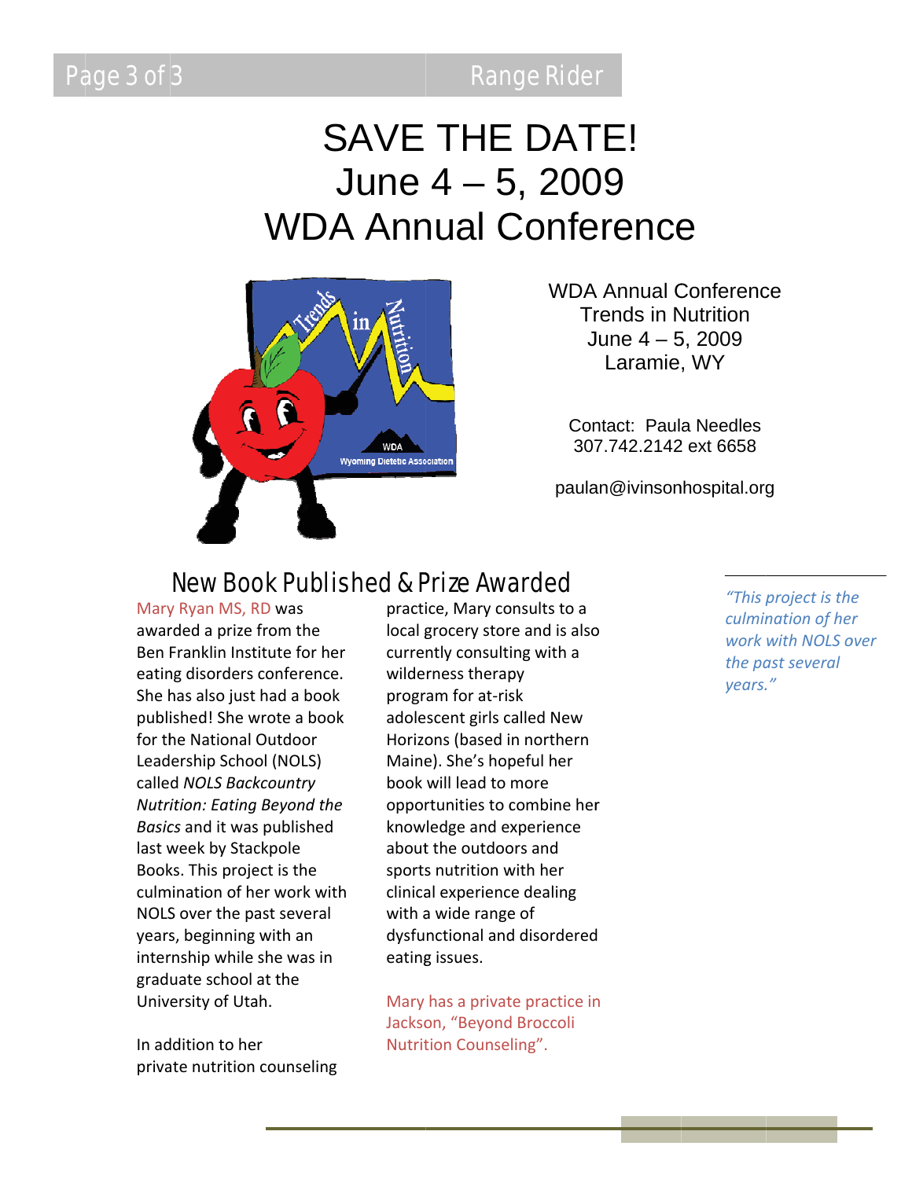# SAVE THE DATE!
# June 4 – 5, 2009
# WDA Annual Conference

WDA Annual Conference
Trends in Nutrition
June 4 – 5, 2009
Laramie, WY

Contact: Paula Needles
307.742.2142 ext 6658

paulan@ivinsonhospital.org

## New Book Published & Prize Awarded

Mary Ryan MS, RD was awarded a prize from the Ben Franklin Institute for her eating disorders conference. She has also just had a book published! She wrote a book for the National Outdoor Leadership School (NOLS) called *NOLS Backcountry Nutrition: Eating Beyond the Basics* and it was published last week by Stackpole Books. This project is the culmination of her work with NOLS over the past several years, beginning with an internship while she was in graduate school at the University of Utah.

In addition to her private nutrition counseling practice, Mary consults to a local grocery store and is also currently consulting with a wilderness therapy program for at-risk adolescent girls called New Horizons (based in northern Maine). She's hopeful her book will lead to more opportunities to combine her knowledge and experience about the outdoors and sports nutrition with her clinical experience dealing with a wide range of dysfunctional and disordered eating issues.

Mary has a private practice in Jackson, "Beyond Broccoli Nutrition Counseling".

*"This project is the culmination of her work with NOLS over the past several years."*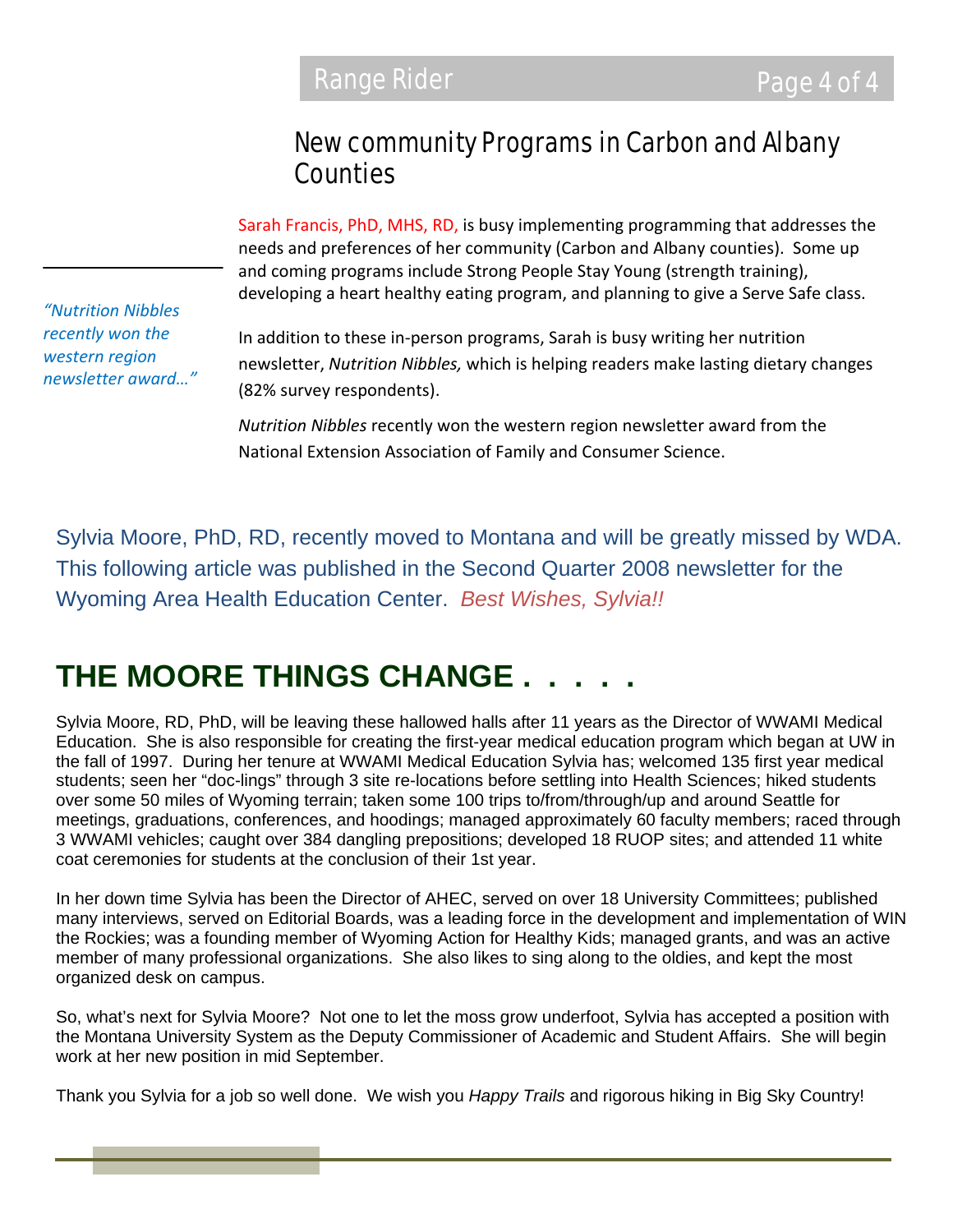## New community Programs in Carbon and Albany Counties

Sarah Francis, PhD, MHS, RD, is busy implementing programming that addresses the needs and preferences of her community (Carbon and Albany counties). Some up and coming programs include Strong People Stay Young (strength training), developing a heart healthy eating program, and planning to give a Serve Safe class.

*"Nutrition Nibbles recently won the western region newsletter award…"*

In addition to these in-person programs, Sarah is busy writing her nutrition newsletter, *Nutrition Nibbles,* which is helping readers make lasting dietary changes (82% survey respondents).

*Nutrition Nibbles* recently won the western region newsletter award from the National Extension Association of Family and Consumer Science.

Sylvia Moore, PhD, RD, recently moved to Montana and will be greatly missed by WDA. This following article was published in the Second Quarter 2008 newsletter for the Wyoming Area Health Education Center. *Best Wishes, Sylvia!!*

# THE MOORE THINGS CHANGE . . . . .

Sylvia Moore, RD, PhD, will be leaving these hallowed halls after 11 years as the Director of WWAMI Medical Education. She is also responsible for creating the first-year medical education program which began at UW in the fall of 1997. During her tenure at WWAMI Medical Education Sylvia has; welcomed 135 first year medical students; seen her "doc-lings" through 3 site re-locations before settling into Health Sciences; hiked students over some 50 miles of Wyoming terrain; taken some 100 trips to/from/through/up and around Seattle for meetings, graduations, conferences, and hoodings; managed approximately 60 faculty members; raced through 3 WWAMI vehicles; caught over 384 dangling prepositions; developed 18 RUOP sites; and attended 11 white coat ceremonies for students at the conclusion of their 1st year.

In her down time Sylvia has been the Director of AHEC, served on over 18 University Committees; published many interviews, served on Editorial Boards, was a leading force in the development and implementation of WIN the Rockies; was a founding member of Wyoming Action for Healthy Kids; managed grants, and was an active member of many professional organizations. She also likes to sing along to the oldies, and kept the most organized desk on campus.

So, what's next for Sylvia Moore? Not one to let the moss grow underfoot, Sylvia has accepted a position with the Montana University System as the Deputy Commissioner of Academic and Student Affairs. She will begin work at her new position in mid September.

Thank you Sylvia for a job so well done. We wish you *Happy Trails* and rigorous hiking in Big Sky Country!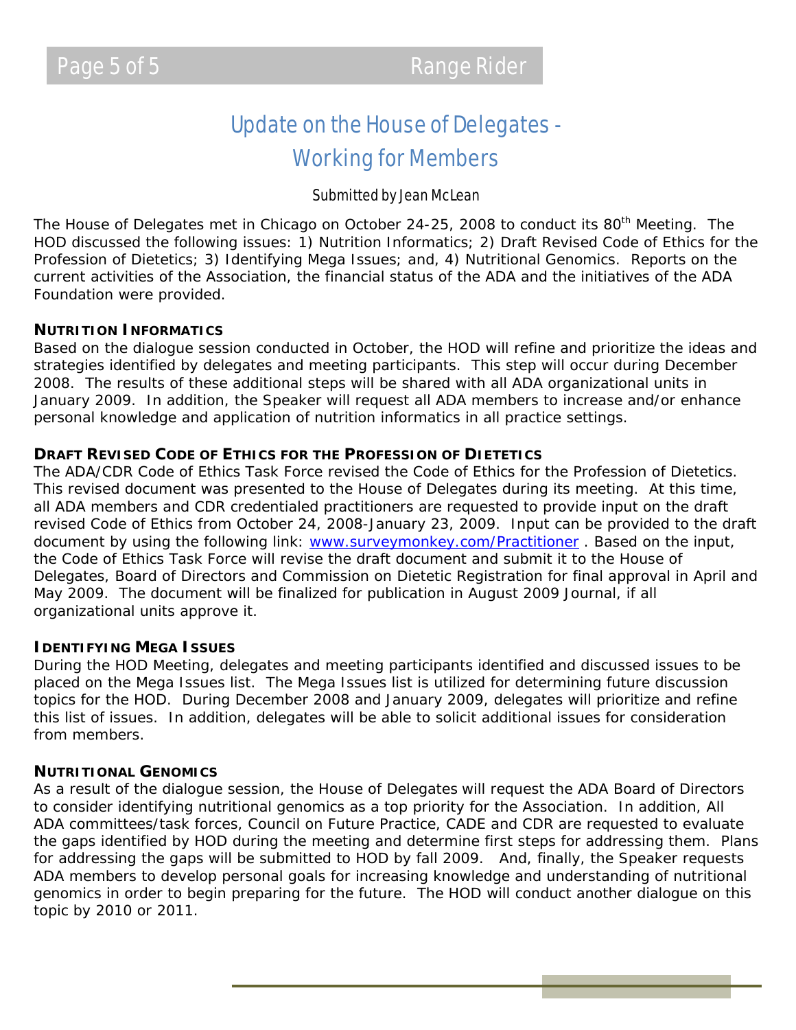# Update on the House of Delegates - Working for Members

*Submitted by Jean McLean*

The House of Delegates met in Chicago on October 24-25, 2008 to conduct its 80th Meeting. The HOD discussed the following issues: 1) Nutrition Informatics; 2) Draft Revised Code of Ethics for the Profession of Dietetics; 3) Identifying Mega Issues; and, 4) Nutritional Genomics. Reports on the current activities of the Association, the financial status of the ADA and the initiatives of the ADA Foundation were provided.

**NUTRITION INFORMATICS**

Based on the dialogue session conducted in October, the HOD will refine and prioritize the ideas and strategies identified by delegates and meeting participants. This step will occur during December 2008. The results of these additional steps will be shared with all ADA organizational units in January 2009. In addition, the Speaker will request all ADA members to increase and/or enhance personal knowledge and application of nutrition informatics in all practice settings.

**DRAFT REVISED CODE OF ETHICS FOR THE PROFESSION OF DIETETICS**

The ADA/CDR Code of Ethics Task Force revised the Code of Ethics for the Profession of Dietetics. This revised document was presented to the House of Delegates during its meeting. At this time, all ADA members and CDR credentialed practitioners are requested to provide input on the draft revised Code of Ethics from October 24, 2008-January 23, 2009. Input can be provided to the draft document by using the following link: [www.surveymonkey.com/Practitioner](www.surveymonkey.com/Practitioner) . Based on the input, the Code of Ethics Task Force will revise the draft document and submit it to the House of Delegates, Board of Directors and Commission on Dietetic Registration for final approval in April and May 2009. The document will be finalized for publication in August 2009 Journal, if all organizational units approve it.

**IDENTIFYING MEGA ISSUES**

During the HOD Meeting, delegates and meeting participants identified and discussed issues to be placed on the Mega Issues list. The Mega Issues list is utilized for determining future discussion topics for the HOD. During December 2008 and January 2009, delegates will prioritize and refine this list of issues. In addition, delegates will be able to solicit additional issues for consideration from members.

**NUTRITIONAL GENOMICS**

As a result of the dialogue session, the House of Delegates will request the ADA Board of Directors to consider identifying nutritional genomics as a top priority for the Association. In addition, All ADA committees/task forces, Council on Future Practice, CADE and CDR are requested to evaluate the gaps identified by HOD during the meeting and determine first steps for addressing them. Plans for addressing the gaps will be submitted to HOD by fall 2009. And, finally, the Speaker requests ADA members to develop personal goals for increasing knowledge and understanding of nutritional genomics in order to begin preparing for the future. The HOD will conduct another dialogue on this topic by 2010 or 2011.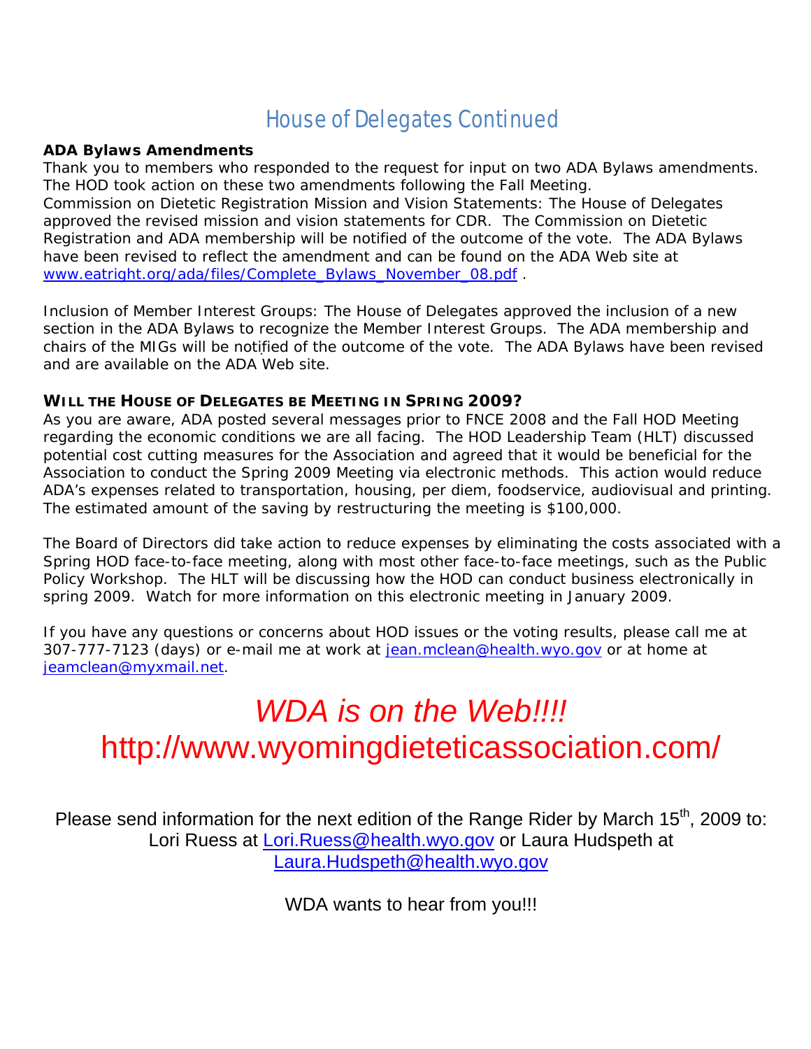# House of Delegates Continued

**ADA Bylaws Amendments**

Thank you to members who responded to the request for input on two ADA Bylaws amendments. The HOD took action on these two amendments following the Fall Meeting.

Commission on Dietetic Registration Mission and Vision Statements: The House of Delegates approved the revised mission and vision statements for CDR. The Commission on Dietetic Registration and ADA membership will be notified of the outcome of the vote. The ADA Bylaws have been revised to reflect the amendment and can be found on the ADA Web site at www.eatright.org/ada/files/Complete_Bylaws_November_08.pdf .

Inclusion of Member Interest Groups: The House of Delegates approved the inclusion of a new section in the ADA Bylaws to recognize the Member Interest Groups. The ADA membership and chairs of the MIGs will be notified of the outcome of the vote. The ADA Bylaws have been revised and are available on the ADA Web site.

**WILL THE HOUSE OF DELEGATES BE MEETING IN SPRING 2009?**

As you are aware, ADA posted several messages prior to FNCE 2008 and the Fall HOD Meeting regarding the economic conditions we are all facing. The HOD Leadership Team (HLT) discussed potential cost cutting measures for the Association and agreed that it would be beneficial for the Association to conduct the Spring 2009 Meeting via electronic methods. This action would reduce ADA's expenses related to transportation, housing, per diem, foodservice, audiovisual and printing. The estimated amount of the saving by restructuring the meeting is $100,000.

The Board of Directors did take action to reduce expenses by eliminating the costs associated with a Spring HOD face-to-face meeting, along with most other face-to-face meetings, such as the Public Policy Workshop. The HLT will be discussing how the HOD can conduct business electronically in spring 2009. Watch for more information on this electronic meeting in January 2009.

If you have any questions or concerns about HOD issues or the voting results, please call me at 307-777-7123 (days) or e-mail me at work at jean.mclean@health.wyo.gov or at home at jeamclean@myxmail.net.

*WDA is on the Web!!!!*

http://www.wyomingdieteticassociation.com/

Please send information for the next edition of the Range Rider by March 15th, 2009 to: Lori Ruess at Lori.Ruess@health.wyo.gov or Laura Hudspeth at Laura.Hudspeth@health.wyo.gov

WDA wants to hear from you!!!